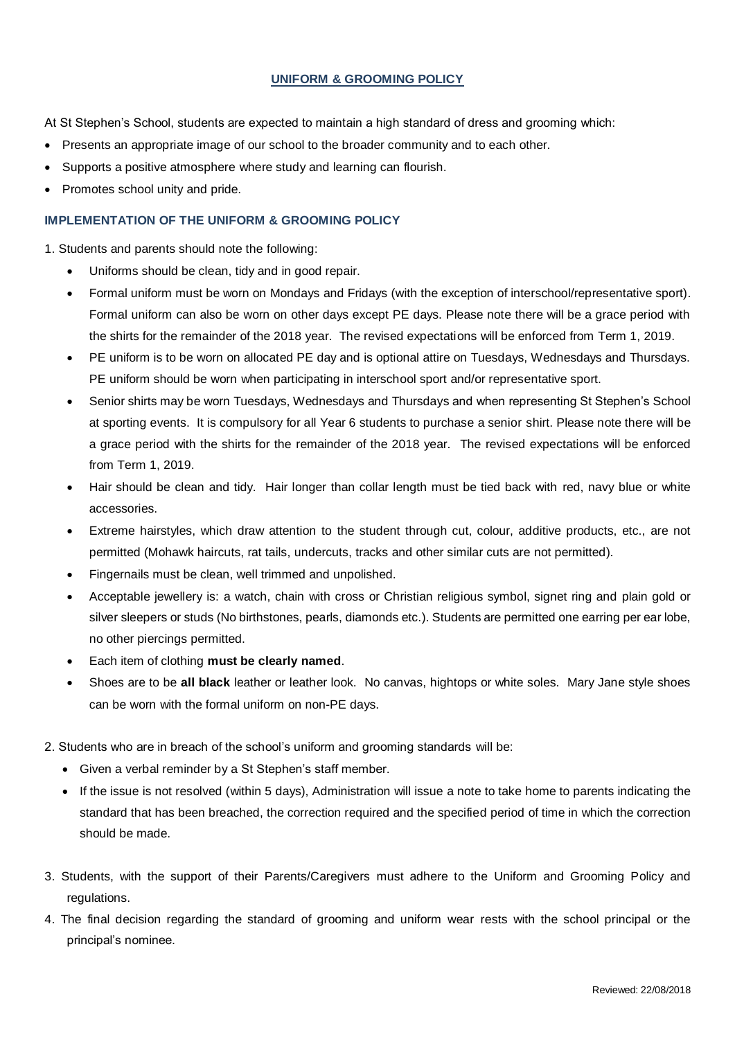# UNIFORM & GROOMING POLICY

At St Stephen's School, students are expected to maintain a high standard of dress and grooming which:

- Presents an appropriate image of our school to the broader community and to each other.
- Supports a positive atmosphere where study and learning can flourish.
- Promotes school unity and pride.

## IMPLEMENTATION OF THE UNIFORM & GROOMING POLICY

1. Students and parents should note the following:
   - Uniforms should be clean, tidy and in good repair.
   - Formal uniform must be worn on Mondays and Fridays (with the exception of interschool/representative sport). Formal uniform can also be worn on other days except PE days. Please note there will be a grace period with the shirts for the remainder of the 2018 year. The revised expectations will be enforced from Term 1, 2019.
   - PE uniform is to be worn on allocated PE day and is optional attire on Tuesdays, Wednesdays and Thursdays. PE uniform should be worn when participating in interschool sport and/or representative sport.
   - Senior shirts may be worn Tuesdays, Wednesdays and Thursdays and when representing St Stephen's School at sporting events. It is compulsory for all Year 6 students to purchase a senior shirt. Please note there will be a grace period with the shirts for the remainder of the 2018 year. The revised expectations will be enforced from Term 1, 2019.
   - Hair should be clean and tidy. Hair longer than collar length must be tied back with red, navy blue or white accessories.
   - Extreme hairstyles, which draw attention to the student through cut, colour, additive products, etc., are not permitted (Mohawk haircuts, rat tails, undercuts, tracks and other similar cuts are not permitted).
   - Fingernails must be clean, well trimmed and unpolished.
   - Acceptable jewellery is: a watch, chain with cross or Christian religious symbol, signet ring and plain gold or silver sleepers or studs (No birthstones, pearls, diamonds etc.). Students are permitted one earring per ear lobe, no other piercings permitted.
   - Each item of clothing **must be clearly named**.
   - Shoes are to be **all black** leather or leather look. No canvas, hightops or white soles. Mary Jane style shoes can be worn with the formal uniform on non-PE days.

2. Students who are in breach of the school's uniform and grooming standards will be:
   - Given a verbal reminder by a St Stephen's staff member.
   - If the issue is not resolved (within 5 days), Administration will issue a note to take home to parents indicating the standard that has been breached, the correction required and the specified period of time in which the correction should be made.

3. Students, with the support of their Parents/Caregivers must adhere to the Uniform and Grooming Policy and regulations.

4. The final decision regarding the standard of grooming and uniform wear rests with the school principal or the principal's nominee.

Reviewed: 22/08/2018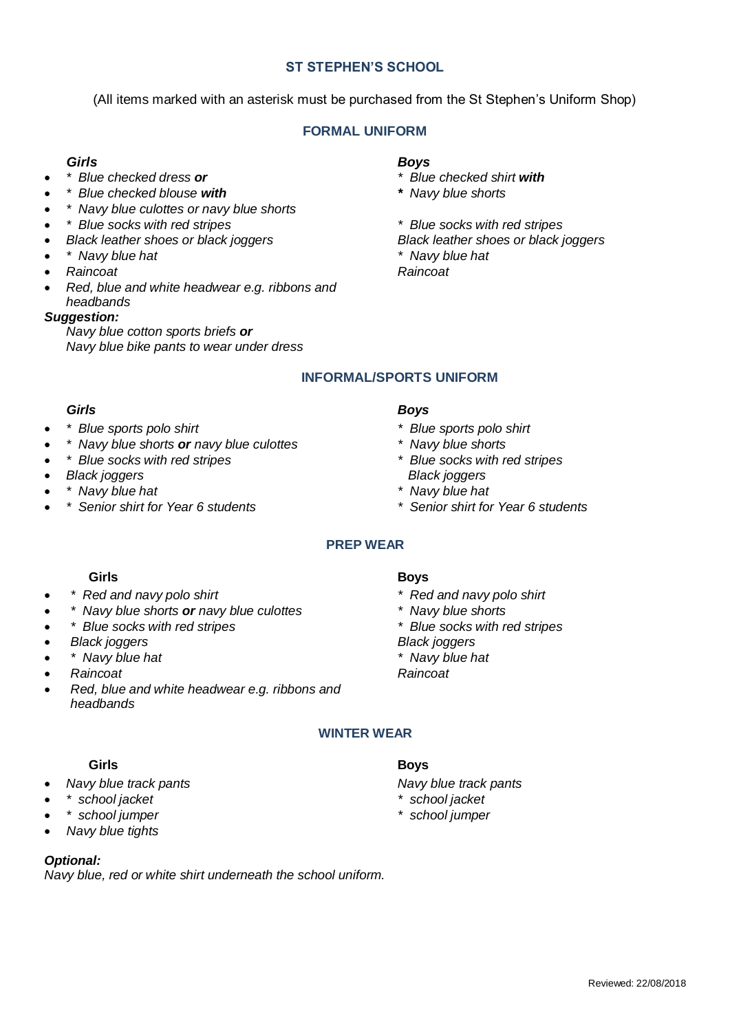## ST STEPHEN'S SCHOOL

(All items marked with an asterisk must be purchased from the St Stephen's Uniform Shop)

### FORMAL UNIFORM

***Girls***

- *\* Blue checked dress **or***
- *\* Blue checked blouse **with***
- *\* Navy blue culottes or navy blue shorts*
- *\* Blue socks with red stripes*
- *Black leather shoes or black joggers*
- *\* Navy blue hat*
- *Raincoat*
- *Red, blue and white headwear e.g. ribbons and headbands*

***Suggestion:***

*Navy blue cotton sports briefs **or***
*Navy blue bike pants to wear under dress*

***Boys***

*\* Blue checked shirt **with***
*__\*__ Navy blue shorts*

*\* Blue socks with red stripes*
*Black leather shoes or black joggers*
*\* Navy blue hat*
*Raincoat*

### INFORMAL/SPORTS UNIFORM

***Girls***

- *\* Blue sports polo shirt*
- *\* Navy blue shorts **or** navy blue culottes*
- *\* Blue socks with red stripes*
- *Black joggers*
- *\* Navy blue hat*
- *\* Senior shirt for Year 6 students*

***Boys***

*\* Blue sports polo shirt*
*\* Navy blue shorts*
*\* Blue socks with red stripes*
*Black joggers*
*\* Navy blue hat*
*\* Senior shirt for Year 6 students*

### PREP WEAR

**Girls**

- *\* Red and navy polo shirt*
- *\* Navy blue shorts **or** navy blue culottes*
- *\* Blue socks with red stripes*
- *Black joggers*
- *\* Navy blue hat*
- *Raincoat*
- *Red, blue and white headwear e.g. ribbons and headbands*

**Boys**

*\* Red and navy polo shirt*
*\* Navy blue shorts*
*\* Blue socks with red stripes*
*Black joggers*
*\* Navy blue hat*
*Raincoat*

### WINTER WEAR

**Girls**

- *Navy blue track pants*
- *\* school jacket*
- *\* school jumper*
- *Navy blue tights*

**Boys**

*Navy blue track pants*
*\* school jacket*
*\* school jumper*

***Optional:***

*Navy blue, red or white shirt underneath the school uniform.*

Reviewed: 22/08/2018